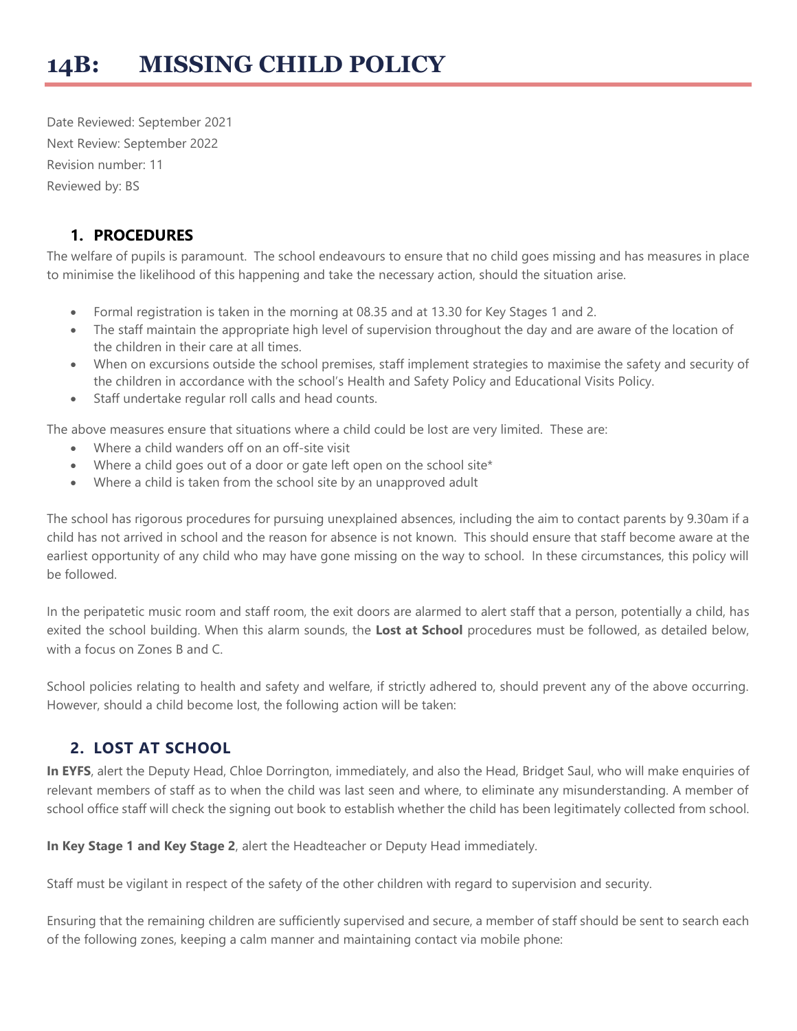# 14B: MISSING CHILD POLICY

Date Reviewed: September 2021

Next Review: September 2022

Revision number: 11

Reviewed by: BS

## 1. PROCEDURES

The welfare of pupils is paramount. The school endeavours to ensure that no child goes missing and has measures in place to minimise the likelihood of this happening and take the necessary action, should the situation arise.

- Formal registration is taken in the morning at 08.35 and at 13.30 for Key Stages 1 and 2.
- The staff maintain the appropriate high level of supervision throughout the day and are aware of the location of the children in their care at all times.
- When on excursions outside the school premises, staff implement strategies to maximise the safety and security of the children in accordance with the school's Health and Safety Policy and Educational Visits Policy.
- Staff undertake regular roll calls and head counts.

The above measures ensure that situations where a child could be lost are very limited. These are:

- Where a child wanders off on an off-site visit
- Where a child goes out of a door or gate left open on the school site*
- Where a child is taken from the school site by an unapproved adult

The school has rigorous procedures for pursuing unexplained absences, including the aim to contact parents by 9.30am if a child has not arrived in school and the reason for absence is not known. This should ensure that staff become aware at the earliest opportunity of any child who may have gone missing on the way to school. In these circumstances, this policy will be followed.

In the peripatetic music room and staff room, the exit doors are alarmed to alert staff that a person, potentially a child, has exited the school building. When this alarm sounds, the **Lost at School** procedures must be followed, as detailed below, with a focus on Zones B and C.

School policies relating to health and safety and welfare, if strictly adhered to, should prevent any of the above occurring. However, should a child become lost, the following action will be taken:

## 2. LOST AT SCHOOL

**In EYFS**, alert the Deputy Head, Chloe Dorrington, immediately, and also the Head, Bridget Saul, who will make enquiries of relevant members of staff as to when the child was last seen and where, to eliminate any misunderstanding. A member of school office staff will check the signing out book to establish whether the child has been legitimately collected from school.

**In Key Stage 1 and Key Stage 2**, alert the Headteacher or Deputy Head immediately.

Staff must be vigilant in respect of the safety of the other children with regard to supervision and security.

Ensuring that the remaining children are sufficiently supervised and secure, a member of staff should be sent to search each of the following zones, keeping a calm manner and maintaining contact via mobile phone: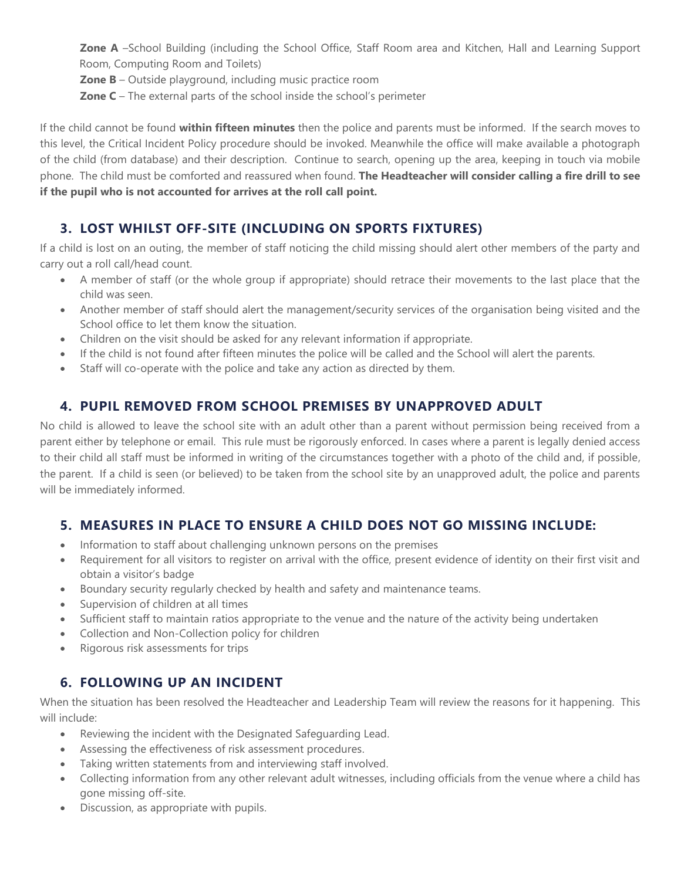**Zone A** –School Building (including the School Office, Staff Room area and Kitchen, Hall and Learning Support Room, Computing Room and Toilets)

**Zone B** – Outside playground, including music practice room

**Zone C** – The external parts of the school inside the school's perimeter

If the child cannot be found **within fifteen minutes** then the police and parents must be informed. If the search moves to this level, the Critical Incident Policy procedure should be invoked. Meanwhile the office will make available a photograph of the child (from database) and their description. Continue to search, opening up the area, keeping in touch via mobile phone. The child must be comforted and reassured when found. **The Headteacher will consider calling a fire drill to see if the pupil who is not accounted for arrives at the roll call point.**

## 3. LOST WHILST OFF-SITE (INCLUDING ON SPORTS FIXTURES)

If a child is lost on an outing, the member of staff noticing the child missing should alert other members of the party and carry out a roll call/head count.

- A member of staff (or the whole group if appropriate) should retrace their movements to the last place that the child was seen.
- Another member of staff should alert the management/security services of the organisation being visited and the School office to let them know the situation.
- Children on the visit should be asked for any relevant information if appropriate.
- If the child is not found after fifteen minutes the police will be called and the School will alert the parents.
- Staff will co-operate with the police and take any action as directed by them.

## 4. PUPIL REMOVED FROM SCHOOL PREMISES BY UNAPPROVED ADULT

No child is allowed to leave the school site with an adult other than a parent without permission being received from a parent either by telephone or email. This rule must be rigorously enforced. In cases where a parent is legally denied access to their child all staff must be informed in writing of the circumstances together with a photo of the child and, if possible, the parent. If a child is seen (or believed) to be taken from the school site by an unapproved adult, the police and parents will be immediately informed.

## 5. MEASURES IN PLACE TO ENSURE A CHILD DOES NOT GO MISSING INCLUDE:

- Information to staff about challenging unknown persons on the premises
- Requirement for all visitors to register on arrival with the office, present evidence of identity on their first visit and obtain a visitor's badge
- Boundary security regularly checked by health and safety and maintenance teams.
- Supervision of children at all times
- Sufficient staff to maintain ratios appropriate to the venue and the nature of the activity being undertaken
- Collection and Non-Collection policy for children
- Rigorous risk assessments for trips

## 6. FOLLOWING UP AN INCIDENT

When the situation has been resolved the Headteacher and Leadership Team will review the reasons for it happening. This will include:

- Reviewing the incident with the Designated Safeguarding Lead.
- Assessing the effectiveness of risk assessment procedures.
- Taking written statements from and interviewing staff involved.
- Collecting information from any other relevant adult witnesses, including officials from the venue where a child has gone missing off-site.
- Discussion, as appropriate with pupils.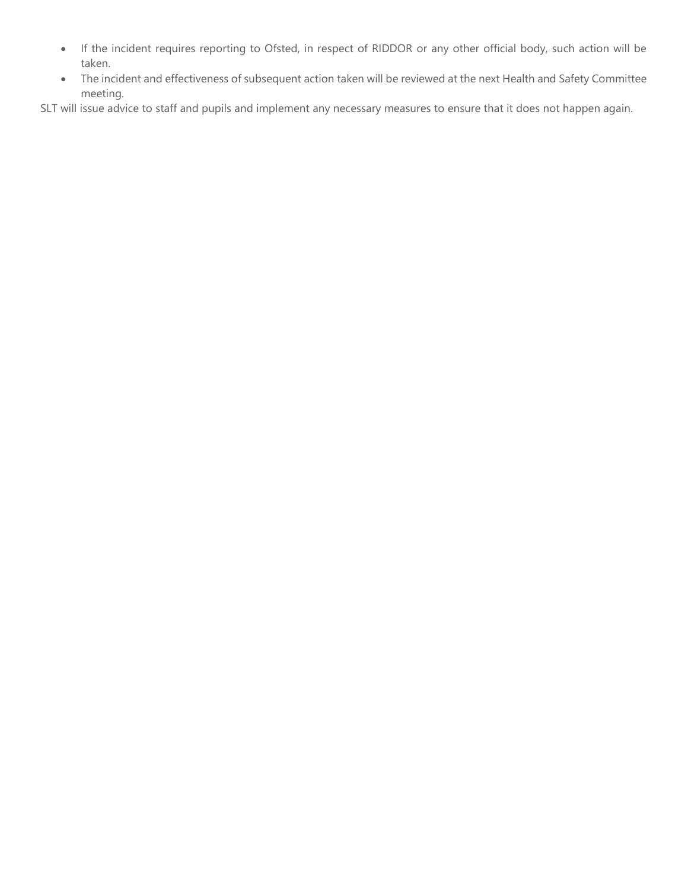- If the incident requires reporting to Ofsted, in respect of RIDDOR or any other official body, such action will be taken.
- The incident and effectiveness of subsequent action taken will be reviewed at the next Health and Safety Committee meeting.

SLT will issue advice to staff and pupils and implement any necessary measures to ensure that it does not happen again.